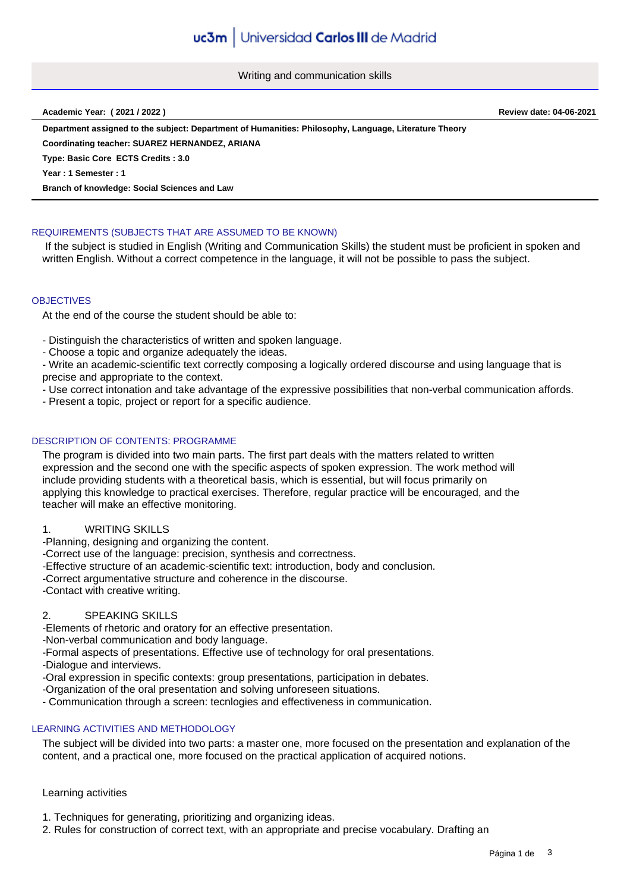# Writing and communication skills

**Academic Year: ( 2021 / 2022 )** **Review date: 04-06-2021**

**Department assigned to the subject: Department of Humanities: Philosophy, Language, Literature Theory**

**Coordinating teacher: SUAREZ HERNANDEZ, ARIANA**

**Type: Basic Core ECTS Credits : 3.0**

**Year : 1 Semester : 1**

**Branch of knowledge: Social Sciences and Law**

## REQUIREMENTS (SUBJECTS THAT ARE ASSUMED TO BE KNOWN)

If the subject is studied in English (Writing and Communication Skills) the student must be proficient in spoken and written English. Without a correct competence in the language, it will not be possible to pass the subject.

## OBJECTIVES

At the end of the course the student should be able to:

- Distinguish the characteristics of written and spoken language.
- Choose a topic and organize adequately the ideas.
- Write an academic-scientific text correctly composing a logically ordered discourse and using language that is precise and appropriate to the context.
- Use correct intonation and take advantage of the expressive possibilities that non-verbal communication affords.
- Present a topic, project or report for a specific audience.

## DESCRIPTION OF CONTENTS: PROGRAMME

The program is divided into two main parts. The first part deals with the matters related to written expression and the second one with the specific aspects of spoken expression. The work method will include providing students with a theoretical basis, which is essential, but will focus primarily on applying this knowledge to practical exercises. Therefore, regular practice will be encouraged, and the teacher will make an effective monitoring.

1. WRITING SKILLS

-Planning, designing and organizing the content.
-Correct use of the language: precision, synthesis and correctness.
-Effective structure of an academic-scientific text: introduction, body and conclusion.
-Correct argumentative structure and coherence in the discourse.
-Contact with creative writing.

2. SPEAKING SKILLS

-Elements of rhetoric and oratory for an effective presentation.
-Non-verbal communication and body language.
-Formal aspects of presentations. Effective use of technology for oral presentations.
-Dialogue and interviews.
-Oral expression in specific contexts: group presentations, participation in debates.
-Organization of the oral presentation and solving unforeseen situations.
- Communication through a screen: tecnlogies and effectiveness in communication.

## LEARNING ACTIVITIES AND METHODOLOGY

The subject will be divided into two parts: a master one, more focused on the presentation and explanation of the content, and a practical one, more focused on the practical application of acquired notions.

Learning activities

1. Techniques for generating, prioritizing and organizing ideas.
2. Rules for construction of correct text, with an appropriate and precise vocabulary. Drafting an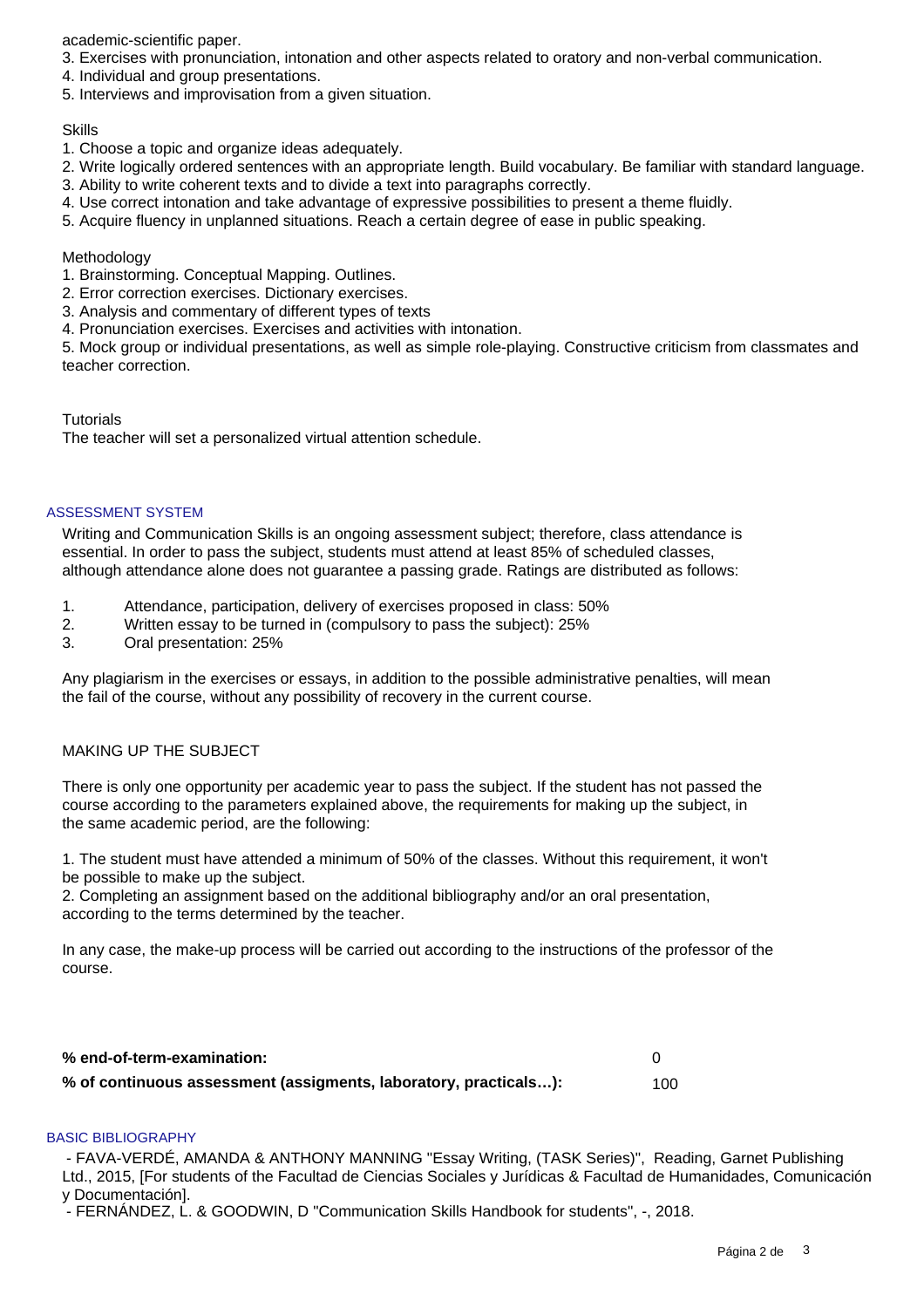academic-scientific paper.
3. Exercises with pronunciation, intonation and other aspects related to oratory and non-verbal communication.
4. Individual and group presentations.
5. Interviews and improvisation from a given situation.

Skills
1. Choose a topic and organize ideas adequately.
2. Write logically ordered sentences with an appropriate length. Build vocabulary. Be familiar with standard language.
3. Ability to write coherent texts and to divide a text into paragraphs correctly.
4. Use correct intonation and take advantage of expressive possibilities to present a theme fluidly.
5. Acquire fluency in unplanned situations. Reach a certain degree of ease in public speaking.

Methodology
1. Brainstorming. Conceptual Mapping. Outlines.
2. Error correction exercises. Dictionary exercises.
3. Analysis and commentary of different types of texts
4. Pronunciation exercises. Exercises and activities with intonation.
5. Mock group or individual presentations, as well as simple role-playing. Constructive criticism from classmates and teacher correction.

Tutorials
The teacher will set a personalized virtual attention schedule.

## ASSESSMENT SYSTEM

Writing and Communication Skills is an ongoing assessment subject; therefore, class attendance is essential. In order to pass the subject, students must attend at least 85% of scheduled classes, although attendance alone does not guarantee a passing grade. Ratings are distributed as follows:

1. Attendance, participation, delivery of exercises proposed in class: 50%
2. Written essay to be turned in (compulsory to pass the subject): 25%
3. Oral presentation: 25%

Any plagiarism in the exercises or essays, in addition to the possible administrative penalties, will mean the fail of the course, without any possibility of recovery in the current course.

MAKING UP THE SUBJECT

There is only one opportunity per academic year to pass the subject. If the student has not passed the course according to the parameters explained above, the requirements for making up the subject, in the same academic period, are the following:

1. The student must have attended a minimum of 50% of the classes. Without this requirement, it won't be possible to make up the subject.
2. Completing an assignment based on the additional bibliography and/or an oral presentation, according to the terms determined by the teacher.

In any case, the make-up process will be carried out according to the instructions of the professor of the course.

| | |
|---|---|
| **% end-of-term-examination:** | 0 |
| **% of continuous assessment (assigments, laboratory, practicals…):** | 100 |

## BASIC BIBLIOGRAPHY

- FAVA-VERDÉ, AMANDA & ANTHONY MANNING "Essay Writing, (TASK Series)", Reading, Garnet Publishing Ltd., 2015, [For students of the Facultad de Ciencias Sociales y Jurídicas & Facultad de Humanidades, Comunicación y Documentación].
- FERNÁNDEZ, L. & GOODWIN, D "Communication Skills Handbook for students", -, 2018.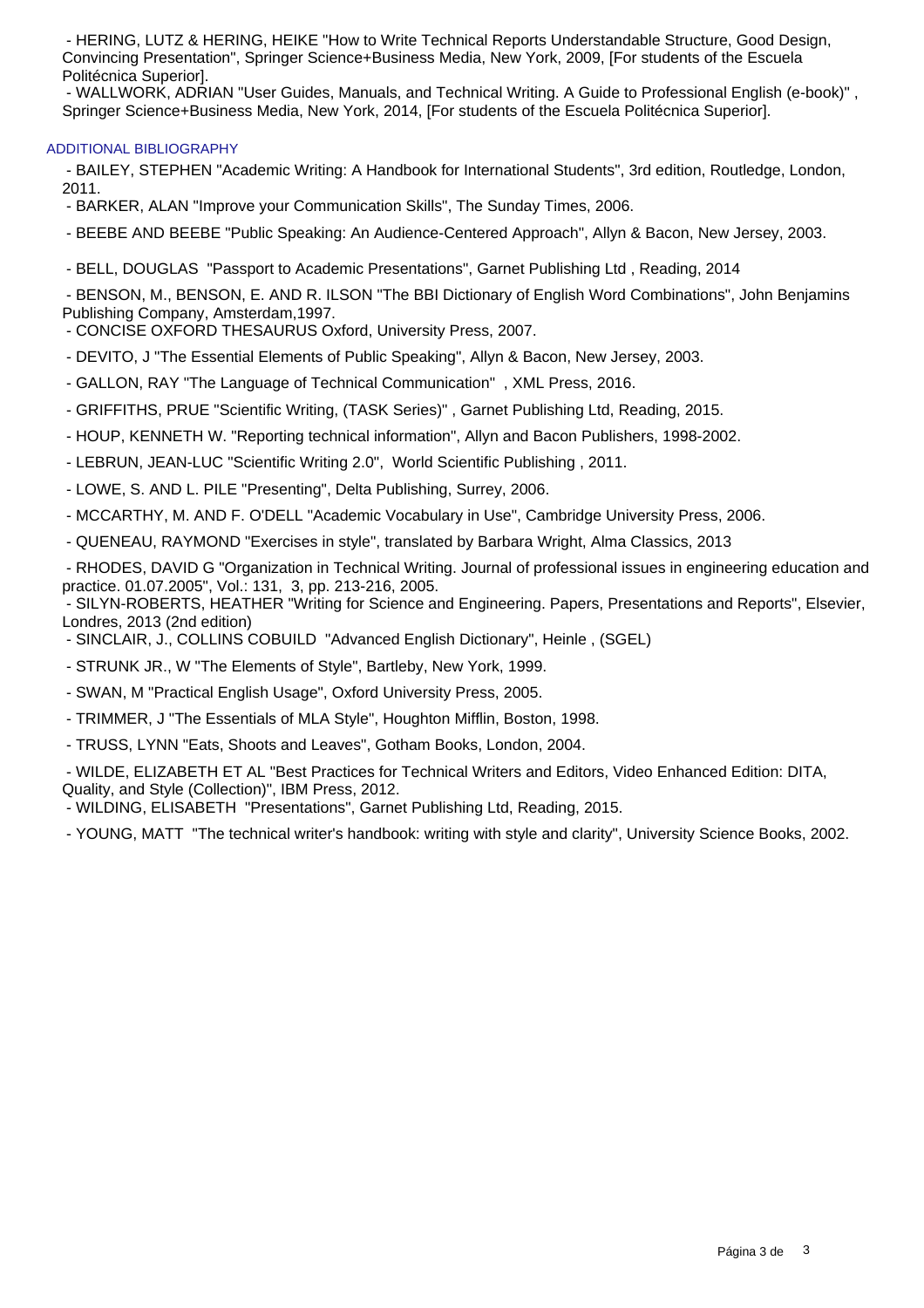- HERING, LUTZ & HERING, HEIKE "How to Write Technical Reports Understandable Structure, Good Design, Convincing Presentation", Springer Science+Business Media, New York, 2009, [For students of the Escuela Politécnica Superior].
- WALLWORK, ADRIAN "User Guides, Manuals, and Technical Writing. A Guide to Professional English (e-book)" , Springer Science+Business Media, New York, 2014, [For students of the Escuela Politécnica Superior].

### ADDITIONAL BIBLIOGRAPHY

- BAILEY, STEPHEN "Academic Writing: A Handbook for International Students", 3rd edition, Routledge, London, 2011.
- BARKER, ALAN "Improve your Communication Skills", The Sunday Times, 2006.
- BEEBE AND BEEBE "Public Speaking: An Audience-Centered Approach", Allyn & Bacon, New Jersey, 2003.
- BELL, DOUGLAS "Passport to Academic Presentations", Garnet Publishing Ltd , Reading, 2014
- BENSON, M., BENSON, E. AND R. ILSON "The BBI Dictionary of English Word Combinations", John Benjamins Publishing Company, Amsterdam,1997.
- CONCISE OXFORD THESAURUS Oxford, University Press, 2007.
- DEVITO, J "The Essential Elements of Public Speaking", Allyn & Bacon, New Jersey, 2003.
- GALLON, RAY "The Language of Technical Communication" , XML Press, 2016.
- GRIFFITHS, PRUE "Scientific Writing, (TASK Series)" , Garnet Publishing Ltd, Reading, 2015.
- HOUP, KENNETH W. "Reporting technical information", Allyn and Bacon Publishers, 1998-2002.
- LEBRUN, JEAN-LUC "Scientific Writing 2.0", World Scientific Publishing , 2011.
- LOWE, S. AND L. PILE "Presenting", Delta Publishing, Surrey, 2006.
- MCCARTHY, M. AND F. O'DELL "Academic Vocabulary in Use", Cambridge University Press, 2006.
- QUENEAU, RAYMOND "Exercises in style", translated by Barbara Wright, Alma Classics, 2013
- RHODES, DAVID G "Organization in Technical Writing. Journal of professional issues in engineering education and practice. 01.07.2005", Vol.: 131, 3, pp. 213-216, 2005.
- SILYN-ROBERTS, HEATHER "Writing for Science and Engineering. Papers, Presentations and Reports", Elsevier, Londres, 2013 (2nd edition)
- SINCLAIR, J., COLLINS COBUILD "Advanced English Dictionary", Heinle , (SGEL)
- STRUNK JR., W "The Elements of Style", Bartleby, New York, 1999.
- SWAN, M "Practical English Usage", Oxford University Press, 2005.
- TRIMMER, J "The Essentials of MLA Style", Houghton Mifflin, Boston, 1998.
- TRUSS, LYNN "Eats, Shoots and Leaves", Gotham Books, London, 2004.
- WILDE, ELIZABETH ET AL "Best Practices for Technical Writers and Editors, Video Enhanced Edition: DITA, Quality, and Style (Collection)", IBM Press, 2012.
- WILDING, ELISABETH "Presentations", Garnet Publishing Ltd, Reading, 2015.
- YOUNG, MATT "The technical writer's handbook: writing with style and clarity", University Science Books, 2002.